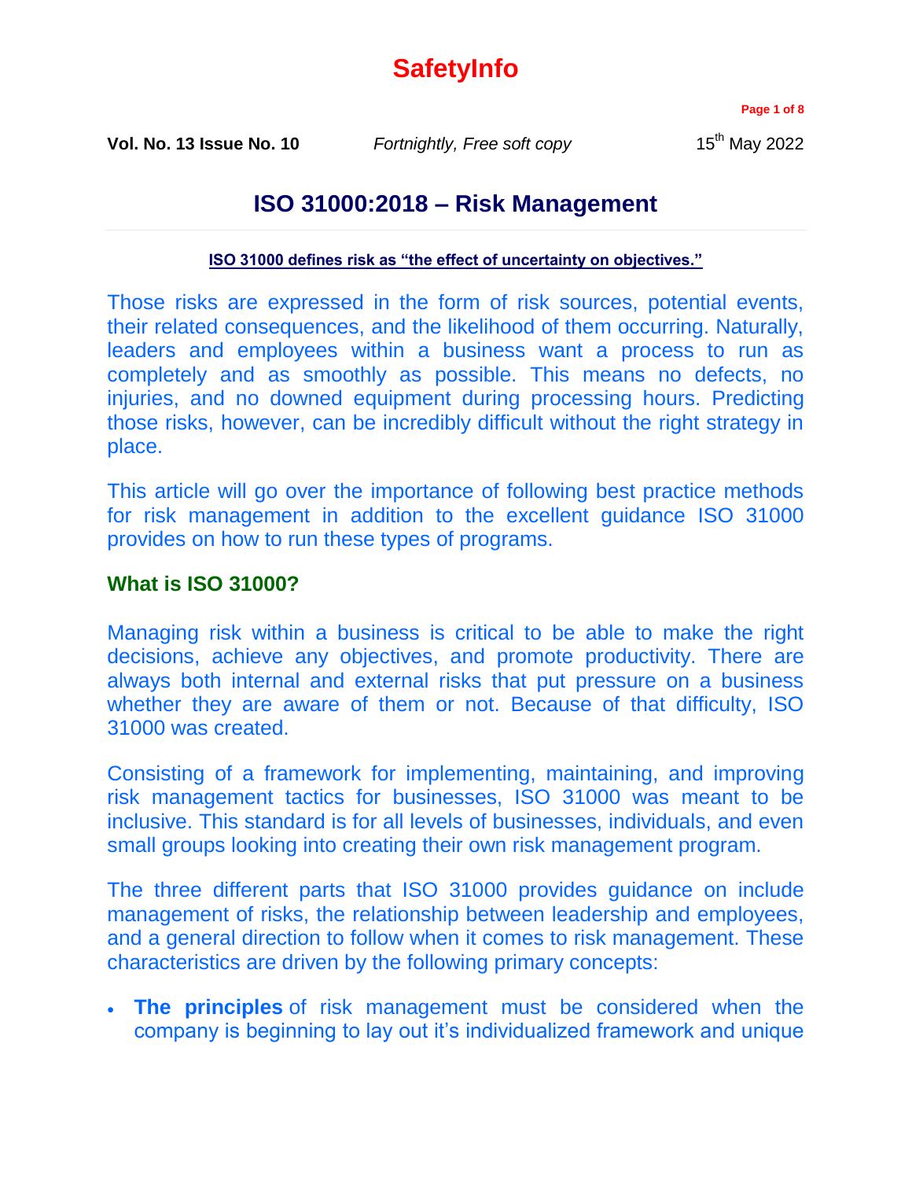# SafetyInfo

**Vol. No. 13 Issue No. 10** *Fortnightly, Free soft copy* 15th May 2022

## ISO 31000:2018 – Risk Management

**ISO 31000 defines risk as "the effect of uncertainty on objectives."**

Those risks are expressed in the form of risk sources, potential events, their related consequences, and the likelihood of them occurring. Naturally, leaders and employees within a business want a process to run as completely and as smoothly as possible. This means no defects, no injuries, and no downed equipment during processing hours. Predicting those risks, however, can be incredibly difficult without the right strategy in place.

This article will go over the importance of following best practice methods for risk management in addition to the excellent guidance ISO 31000 provides on how to run these types of programs.

### What is ISO 31000?

Managing risk within a business is critical to be able to make the right decisions, achieve any objectives, and promote productivity. There are always both internal and external risks that put pressure on a business whether they are aware of them or not. Because of that difficulty, ISO 31000 was created.

Consisting of a framework for implementing, maintaining, and improving risk management tactics for businesses, ISO 31000 was meant to be inclusive. This standard is for all levels of businesses, individuals, and even small groups looking into creating their own risk management program.

The three different parts that ISO 31000 provides guidance on include management of risks, the relationship between leadership and employees, and a general direction to follow when it comes to risk management. These characteristics are driven by the following primary concepts:

- **The principles** of risk management must be considered when the company is beginning to lay out it's individualized framework and unique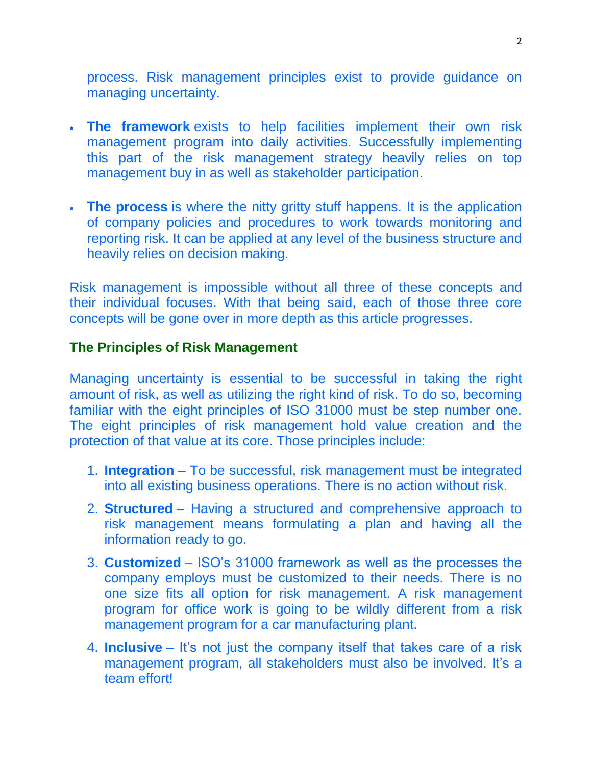process. Risk management principles exist to provide guidance on managing uncertainty.

- **The framework** exists to help facilities implement their own risk management program into daily activities. Successfully implementing this part of the risk management strategy heavily relies on top management buy in as well as stakeholder participation.

- **The process** is where the nitty gritty stuff happens. It is the application of company policies and procedures to work towards monitoring and reporting risk. It can be applied at any level of the business structure and heavily relies on decision making.

Risk management is impossible without all three of these concepts and their individual focuses. With that being said, each of those three core concepts will be gone over in more depth as this article progresses.

### The Principles of Risk Management

Managing uncertainty is essential to be successful in taking the right amount of risk, as well as utilizing the right kind of risk. To do so, becoming familiar with the eight principles of ISO 31000 must be step number one. The eight principles of risk management hold value creation and the protection of that value at its core. Those principles include:

1. **Integration** – To be successful, risk management must be integrated into all existing business operations. There is no action without risk.
2. **Structured** – Having a structured and comprehensive approach to risk management means formulating a plan and having all the information ready to go.
3. **Customized** – ISO's 31000 framework as well as the processes the company employs must be customized to their needs. There is no one size fits all option for risk management. A risk management program for office work is going to be wildly different from a risk management program for a car manufacturing plant.
4. **Inclusive** – It's not just the company itself that takes care of a risk management program, all stakeholders must also be involved. It's a team effort!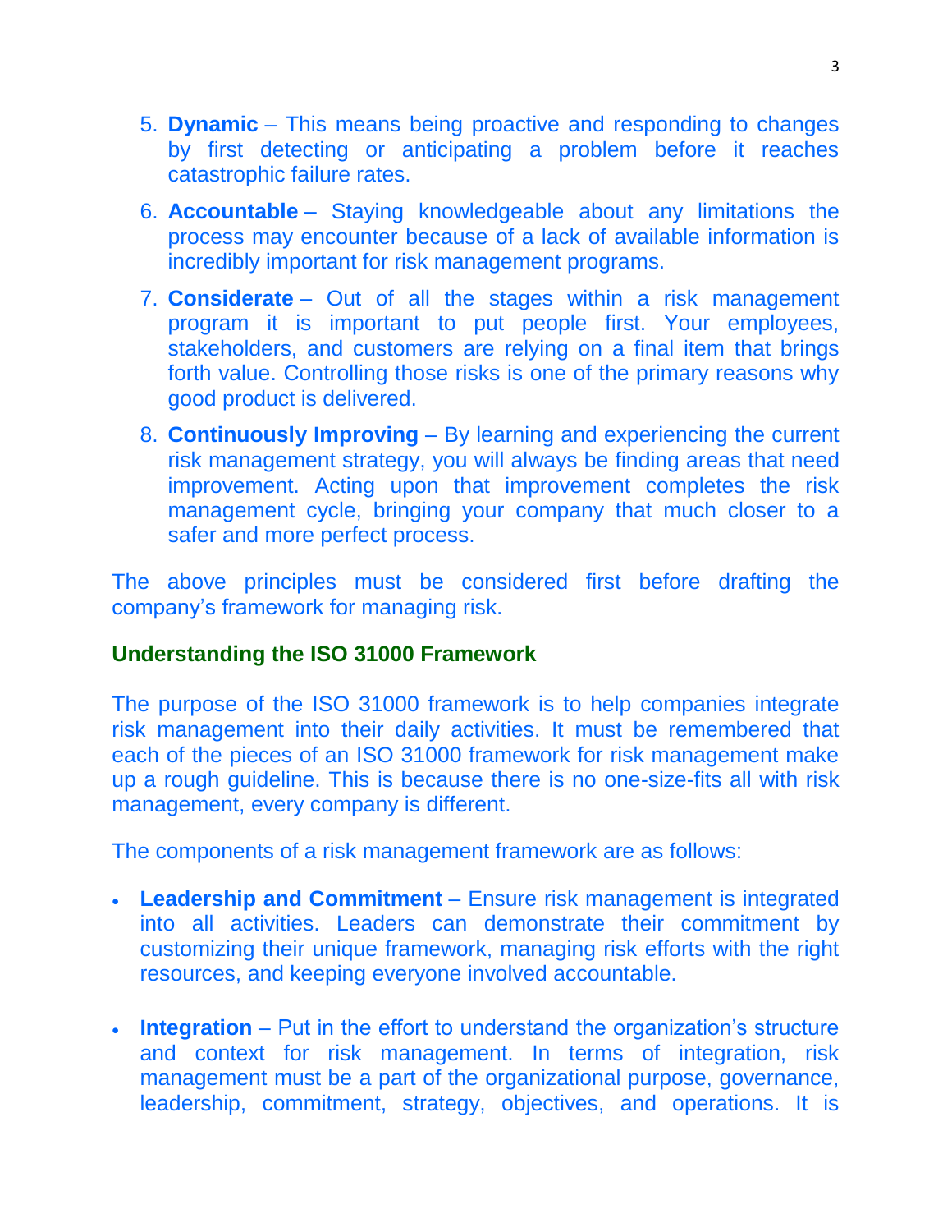5. **Dynamic** – This means being proactive and responding to changes by first detecting or anticipating a problem before it reaches catastrophic failure rates.
6. **Accountable** – Staying knowledgeable about any limitations the process may encounter because of a lack of available information is incredibly important for risk management programs.
7. **Considerate** – Out of all the stages within a risk management program it is important to put people first. Your employees, stakeholders, and customers are relying on a final item that brings forth value. Controlling those risks is one of the primary reasons why good product is delivered.
8. **Continuously Improving** – By learning and experiencing the current risk management strategy, you will always be finding areas that need improvement. Acting upon that improvement completes the risk management cycle, bringing your company that much closer to a safer and more perfect process.

The above principles must be considered first before drafting the company's framework for managing risk.

## Understanding the ISO 31000 Framework

The purpose of the ISO 31000 framework is to help companies integrate risk management into their daily activities. It must be remembered that each of the pieces of an ISO 31000 framework for risk management make up a rough guideline. This is because there is no one-size-fits all with risk management, every company is different.

The components of a risk management framework are as follows:

- **Leadership and Commitment** – Ensure risk management is integrated into all activities. Leaders can demonstrate their commitment by customizing their unique framework, managing risk efforts with the right resources, and keeping everyone involved accountable.

- **Integration** – Put in the effort to understand the organization's structure and context for risk management. In terms of integration, risk management must be a part of the organizational purpose, governance, leadership, commitment, strategy, objectives, and operations. It is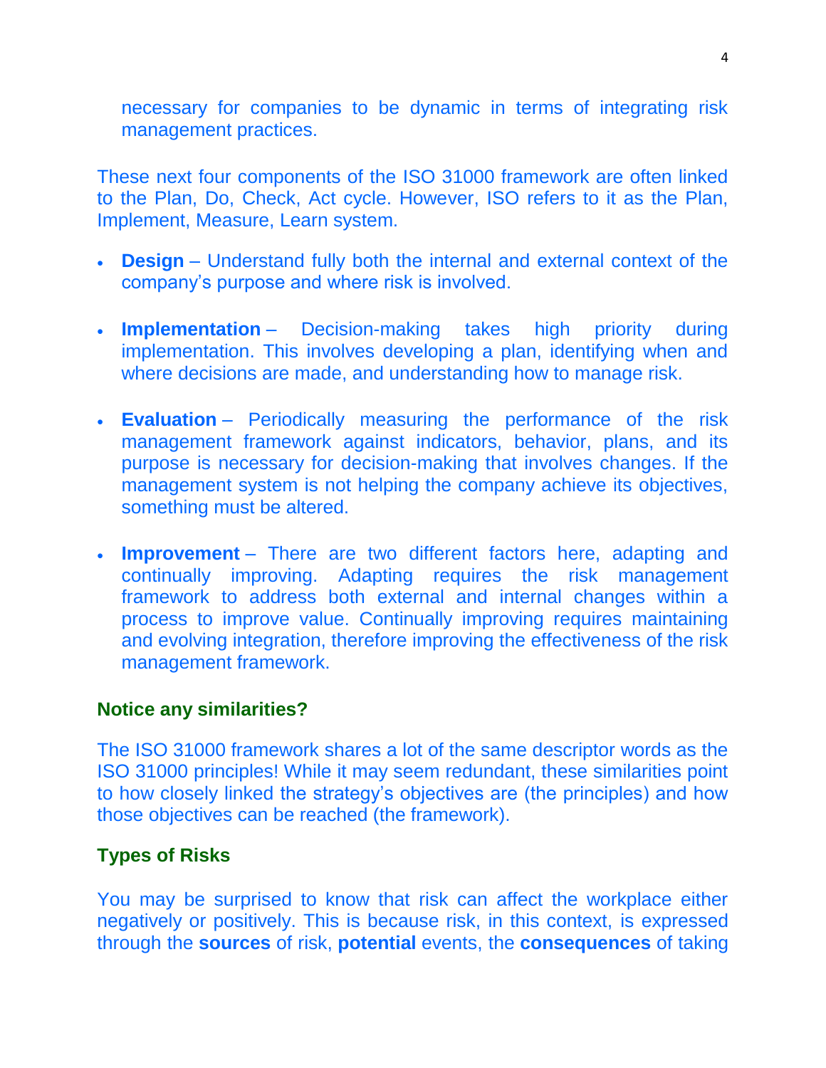necessary for companies to be dynamic in terms of integrating risk management practices.

These next four components of the ISO 31000 framework are often linked to the Plan, Do, Check, Act cycle. However, ISO refers to it as the Plan, Implement, Measure, Learn system.

- **Design** – Understand fully both the internal and external context of the company's purpose and where risk is involved.

- **Implementation** – Decision-making takes high priority during implementation. This involves developing a plan, identifying when and where decisions are made, and understanding how to manage risk.

- **Evaluation** – Periodically measuring the performance of the risk management framework against indicators, behavior, plans, and its purpose is necessary for decision-making that involves changes. If the management system is not helping the company achieve its objectives, something must be altered.

- **Improvement** – There are two different factors here, adapting and continually improving. Adapting requires the risk management framework to address both external and internal changes within a process to improve value. Continually improving requires maintaining and evolving integration, therefore improving the effectiveness of the risk management framework.

### Notice any similarities?

The ISO 31000 framework shares a lot of the same descriptor words as the ISO 31000 principles! While it may seem redundant, these similarities point to how closely linked the strategy's objectives are (the principles) and how those objectives can be reached (the framework).

### Types of Risks

You may be surprised to know that risk can affect the workplace either negatively or positively. This is because risk, in this context, is expressed through the **sources** of risk, **potential** events, the **consequences** of taking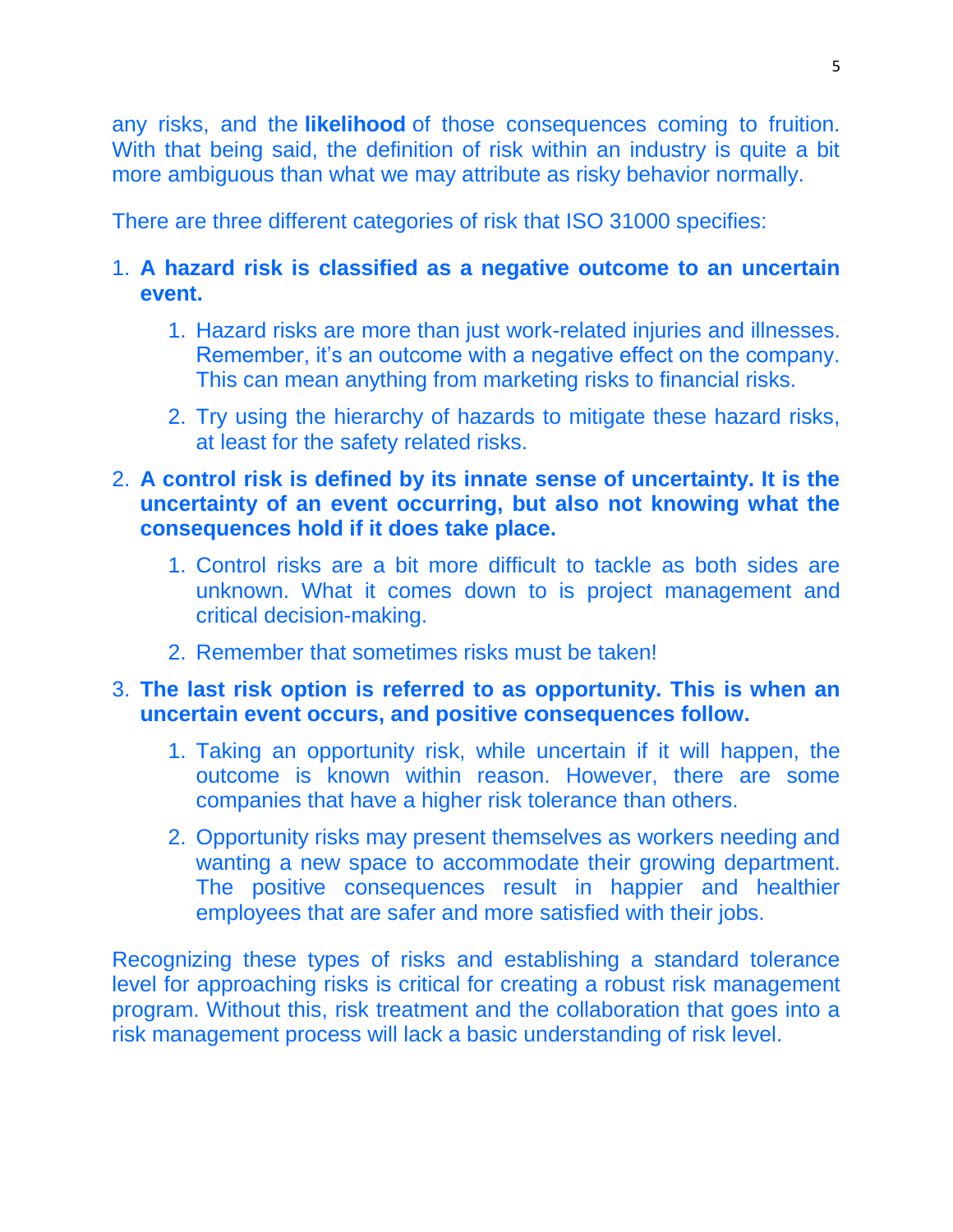any risks, and the **likelihood** of those consequences coming to fruition. With that being said, the definition of risk within an industry is quite a bit more ambiguous than what we may attribute as risky behavior normally.

There are three different categories of risk that ISO 31000 specifies:

1. **A hazard risk is classified as a negative outcome to an uncertain event.**
    1. Hazard risks are more than just work-related injuries and illnesses. Remember, it's an outcome with a negative effect on the company. This can mean anything from marketing risks to financial risks.
    2. Try using the hierarchy of hazards to mitigate these hazard risks, at least for the safety related risks.
2. **A control risk is defined by its innate sense of uncertainty. It is the uncertainty of an event occurring, but also not knowing what the consequences hold if it does take place.**
    1. Control risks are a bit more difficult to tackle as both sides are unknown. What it comes down to is project management and critical decision-making.
    2. Remember that sometimes risks must be taken!
3. **The last risk option is referred to as opportunity. This is when an uncertain event occurs, and positive consequences follow.**
    1. Taking an opportunity risk, while uncertain if it will happen, the outcome is known within reason. However, there are some companies that have a higher risk tolerance than others.
    2. Opportunity risks may present themselves as workers needing and wanting a new space to accommodate their growing department. The positive consequences result in happier and healthier employees that are safer and more satisfied with their jobs.

Recognizing these types of risks and establishing a standard tolerance level for approaching risks is critical for creating a robust risk management program. Without this, risk treatment and the collaboration that goes into a risk management process will lack a basic understanding of risk level.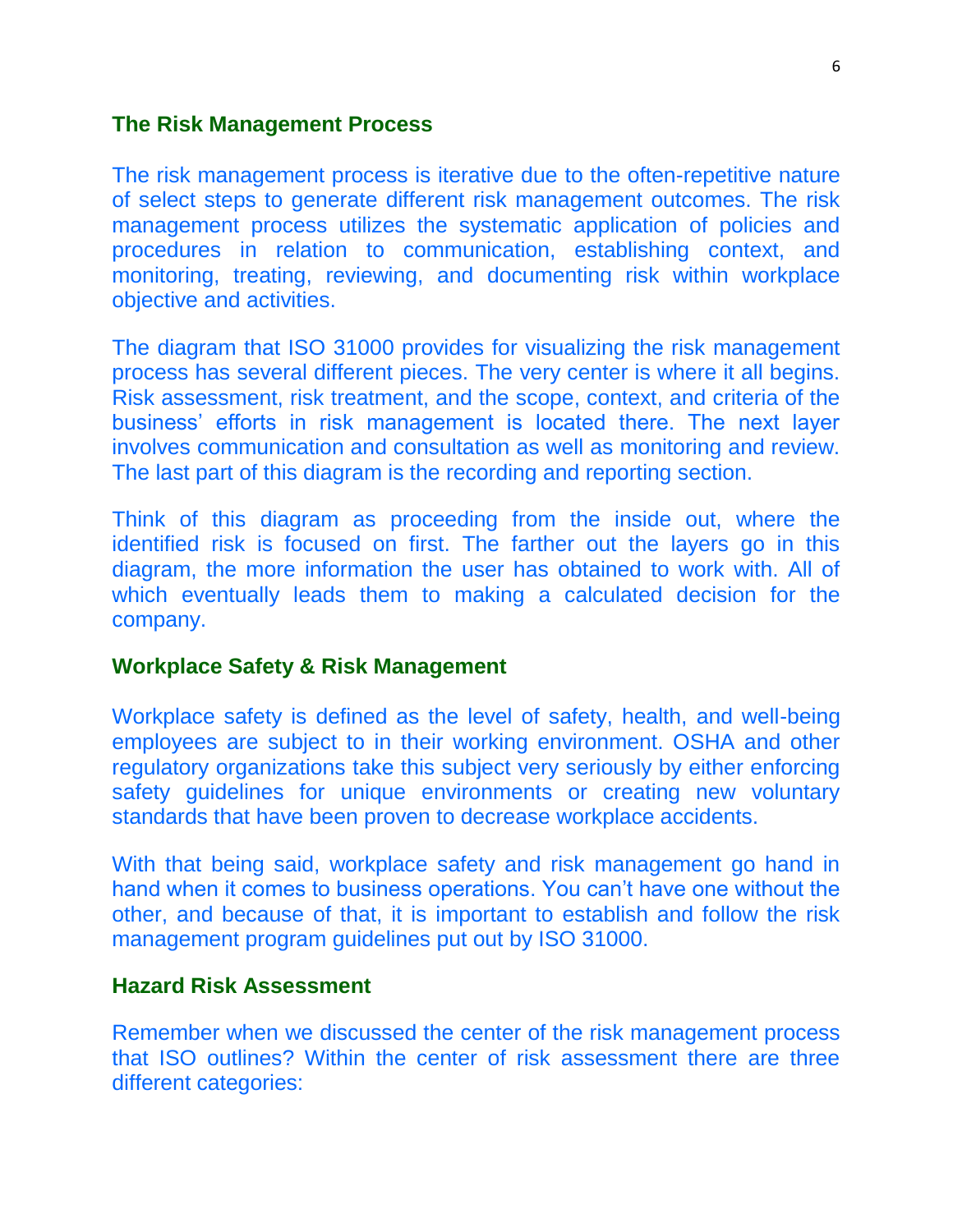## The Risk Management Process

The risk management process is iterative due to the often-repetitive nature of select steps to generate different risk management outcomes. The risk management process utilizes the systematic application of policies and procedures in relation to communication, establishing context, and monitoring, treating, reviewing, and documenting risk within workplace objective and activities.

The diagram that ISO 31000 provides for visualizing the risk management process has several different pieces. The very center is where it all begins. Risk assessment, risk treatment, and the scope, context, and criteria of the business' efforts in risk management is located there. The next layer involves communication and consultation as well as monitoring and review. The last part of this diagram is the recording and reporting section.

Think of this diagram as proceeding from the inside out, where the identified risk is focused on first. The farther out the layers go in this diagram, the more information the user has obtained to work with. All of which eventually leads them to making a calculated decision for the company.

## Workplace Safety & Risk Management

Workplace safety is defined as the level of safety, health, and well-being employees are subject to in their working environment. OSHA and other regulatory organizations take this subject very seriously by either enforcing safety guidelines for unique environments or creating new voluntary standards that have been proven to decrease workplace accidents.

With that being said, workplace safety and risk management go hand in hand when it comes to business operations. You can't have one without the other, and because of that, it is important to establish and follow the risk management program guidelines put out by ISO 31000.

## Hazard Risk Assessment

Remember when we discussed the center of the risk management process that ISO outlines? Within the center of risk assessment there are three different categories: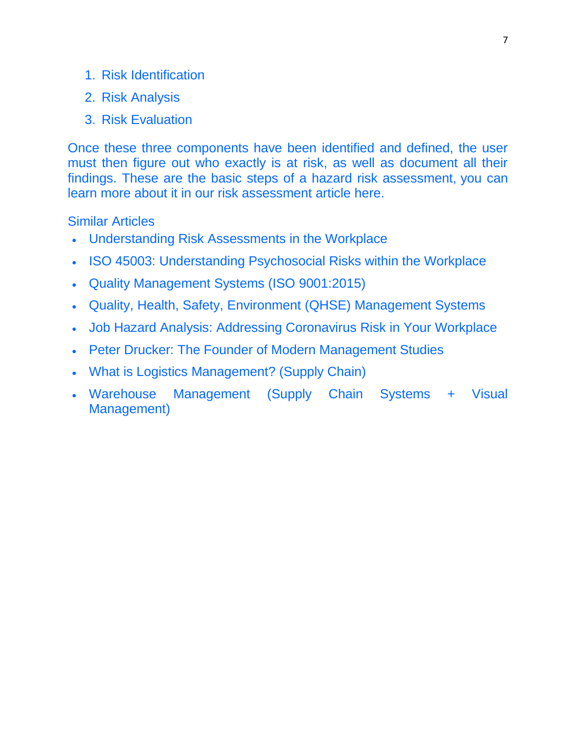1. Risk Identification
2. Risk Analysis
3. Risk Evaluation

Once these three components have been identified and defined, the user must then figure out who exactly is at risk, as well as document all their findings. These are the basic steps of a hazard risk assessment, you can learn more about it in our risk assessment article here.

Similar Articles

- Understanding Risk Assessments in the Workplace
- ISO 45003: Understanding Psychosocial Risks within the Workplace
- Quality Management Systems (ISO 9001:2015)
- Quality, Health, Safety, Environment (QHSE) Management Systems
- Job Hazard Analysis: Addressing Coronavirus Risk in Your Workplace
- Peter Drucker: The Founder of Modern Management Studies
- What is Logistics Management? (Supply Chain)
- Warehouse Management (Supply Chain Systems + Visual Management)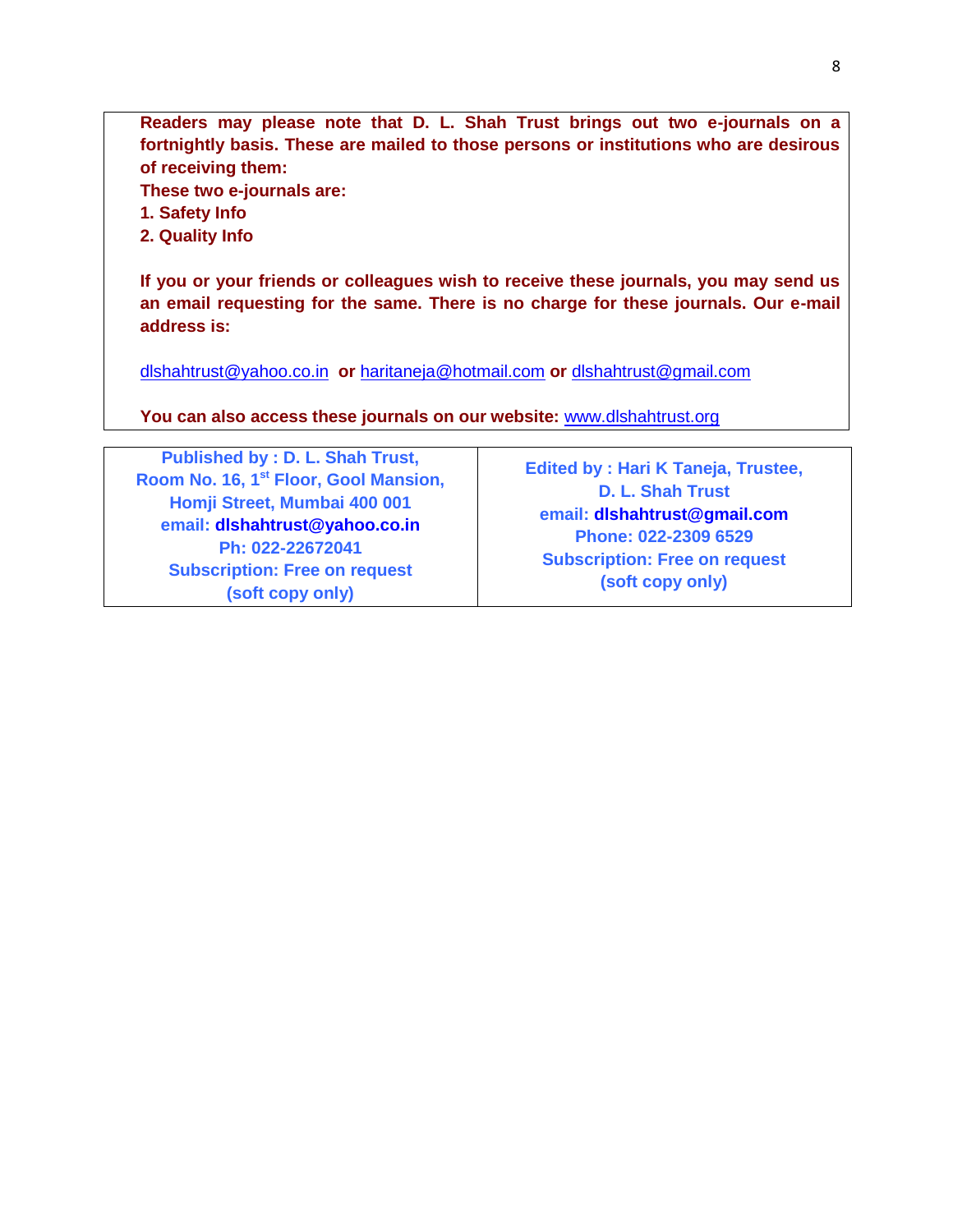**Readers may please note that D. L. Shah Trust brings out two e-journals on a fortnightly basis. These are mailed to those persons or institutions who are desirous of receiving them:**

**These two e-journals are:**

**1. Safety Info**

**2. Quality Info**

**If you or your friends or colleagues wish to receive these journals, you may send us an email requesting for the same. There is no charge for these journals. Our e-mail address is:**

dlshahtrust@yahoo.co.in **or** haritaneja@hotmail.com **or** dlshahtrust@gmail.com

**You can also access these journals on our website:** www.dlshahtrust.org

| | |
|---|---|
| **Published by : D. L. Shah Trust, Room No. 16, 1st Floor, Gool Mansion, Homji Street, Mumbai 400 001 email: dlshahtrust@yahoo.co.in Ph: 022-22672041 Subscription: Free on request (soft copy only)** | **Edited by : Hari K Taneja, Trustee, D. L. Shah Trust email: dlshahtrust@gmail.com Phone: 022-2309 6529 Subscription: Free on request (soft copy only)** |